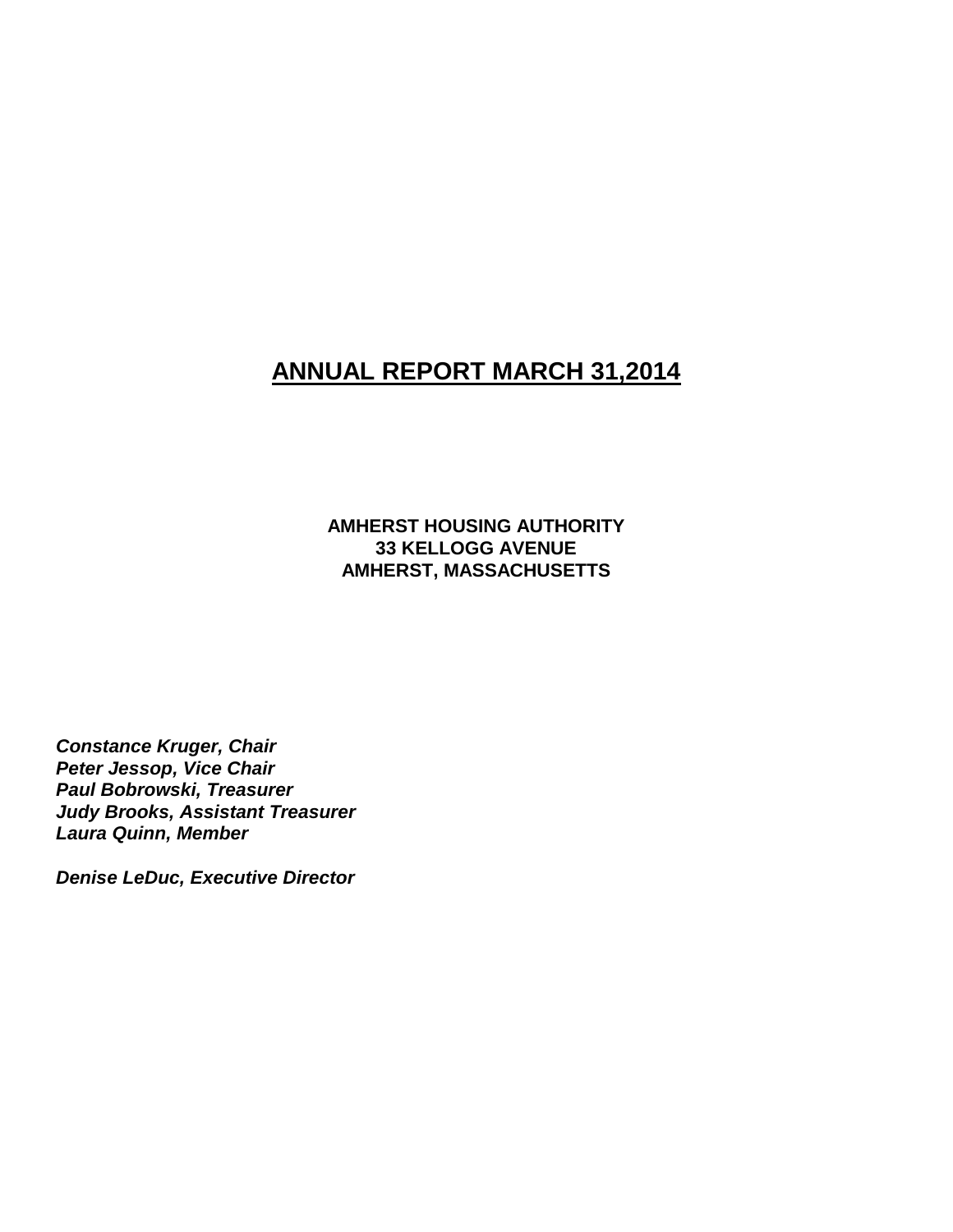# ANNUAL REPORT MARCH 31,2014

**AMHERST HOUSING AUTHORITY**
**33 KELLOGG AVENUE**
**AMHERST, MASSACHUSETTS**

***Constance Kruger, Chair***
***Peter Jessop, Vice Chair***
***Paul Bobrowski, Treasurer***
***Judy Brooks, Assistant Treasurer***
***Laura Quinn, Member***

***Denise LeDuc, Executive Director***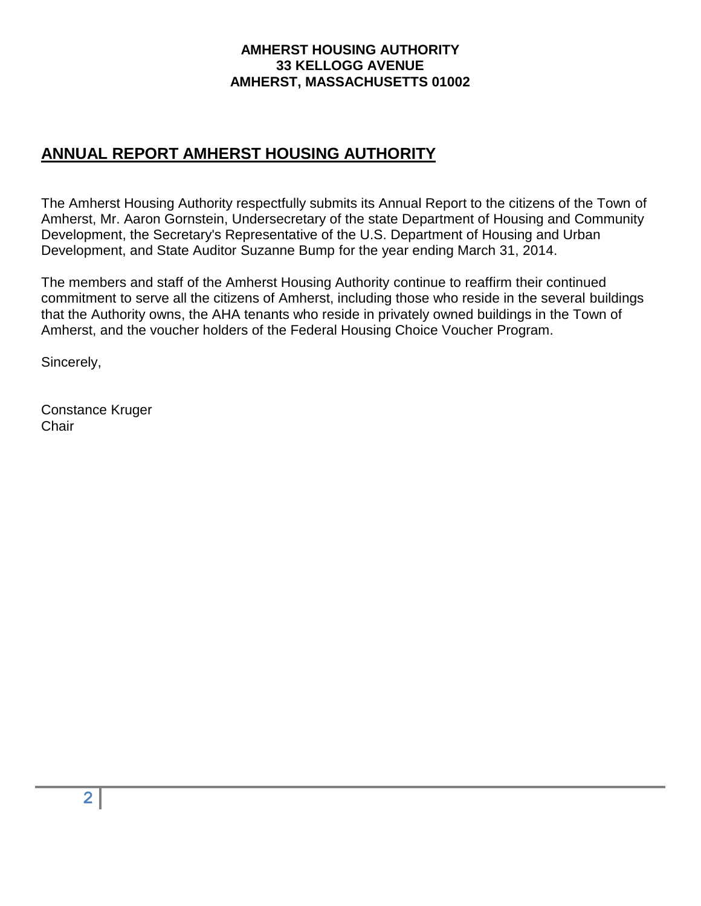**AMHERST HOUSING AUTHORITY**
**33 KELLOGG AVENUE**
**AMHERST, MASSACHUSETTS 01002**

## ANNUAL REPORT AMHERST HOUSING AUTHORITY

The Amherst Housing Authority respectfully submits its Annual Report to the citizens of the Town of Amherst, Mr. Aaron Gornstein, Undersecretary of the state Department of Housing and Community Development, the Secretary's Representative of the U.S. Department of Housing and Urban Development, and State Auditor Suzanne Bump for the year ending March 31, 2014.

The members and staff of the Amherst Housing Authority continue to reaffirm their continued commitment to serve all the citizens of Amherst, including those who reside in the several buildings that the Authority owns, the AHA tenants who reside in privately owned buildings in the Town of Amherst, and the voucher holders of the Federal Housing Choice Voucher Program.

Sincerely,

Constance Kruger
Chair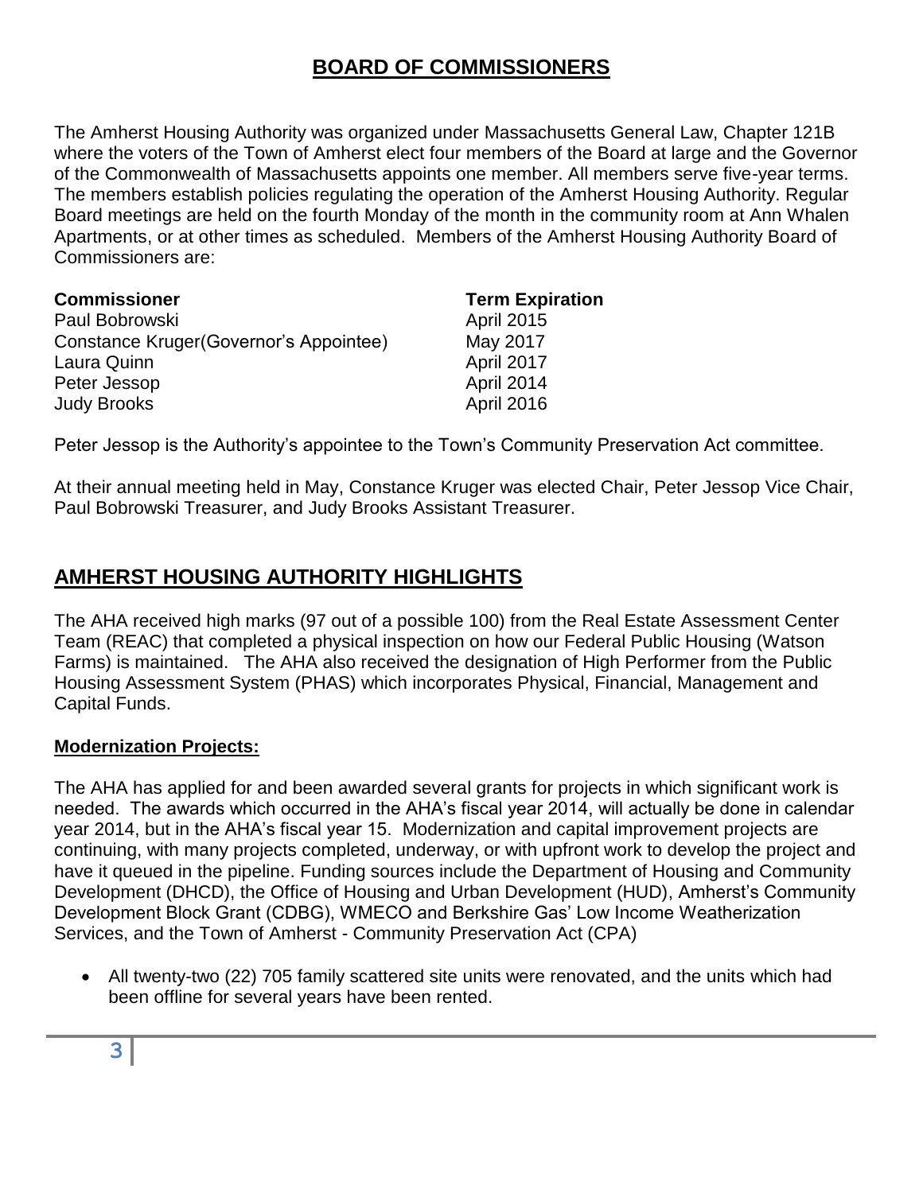## BOARD OF COMMISSIONERS

The Amherst Housing Authority was organized under Massachusetts General Law, Chapter 121B where the voters of the Town of Amherst elect four members of the Board at large and the Governor of the Commonwealth of Massachusetts appoints one member. All members serve five-year terms. The members establish policies regulating the operation of the Amherst Housing Authority. Regular Board meetings are held on the fourth Monday of the month in the community room at Ann Whalen Apartments, or at other times as scheduled. Members of the Amherst Housing Authority Board of Commissioners are:

| Commissioner | Term Expiration |
| --- | --- |
| Paul Bobrowski | April 2015 |
| Constance Kruger(Governor's Appointee) | May 2017 |
| Laura Quinn | April 2017 |
| Peter Jessop | April 2014 |
| Judy Brooks | April 2016 |

Peter Jessop is the Authority's appointee to the Town's Community Preservation Act committee.

At their annual meeting held in May, Constance Kruger was elected Chair, Peter Jessop Vice Chair, Paul Bobrowski Treasurer, and Judy Brooks Assistant Treasurer.

## AMHERST HOUSING AUTHORITY HIGHLIGHTS

The AHA received high marks (97 out of a possible 100) from the Real Estate Assessment Center Team (REAC) that completed a physical inspection on how our Federal Public Housing (Watson Farms) is maintained. The AHA also received the designation of High Performer from the Public Housing Assessment System (PHAS) which incorporates Physical, Financial, Management and Capital Funds.

### Modernization Projects:

The AHA has applied for and been awarded several grants for projects in which significant work is needed. The awards which occurred in the AHA's fiscal year 2014, will actually be done in calendar year 2014, but in the AHA's fiscal year 15. Modernization and capital improvement projects are continuing, with many projects completed, underway, or with upfront work to develop the project and have it queued in the pipeline. Funding sources include the Department of Housing and Community Development (DHCD), the Office of Housing and Urban Development (HUD), Amherst's Community Development Block Grant (CDBG), WMECO and Berkshire Gas' Low Income Weatherization Services, and the Town of Amherst - Community Preservation Act (CPA)

- All twenty-two (22) 705 family scattered site units were renovated, and the units which had been offline for several years have been rented.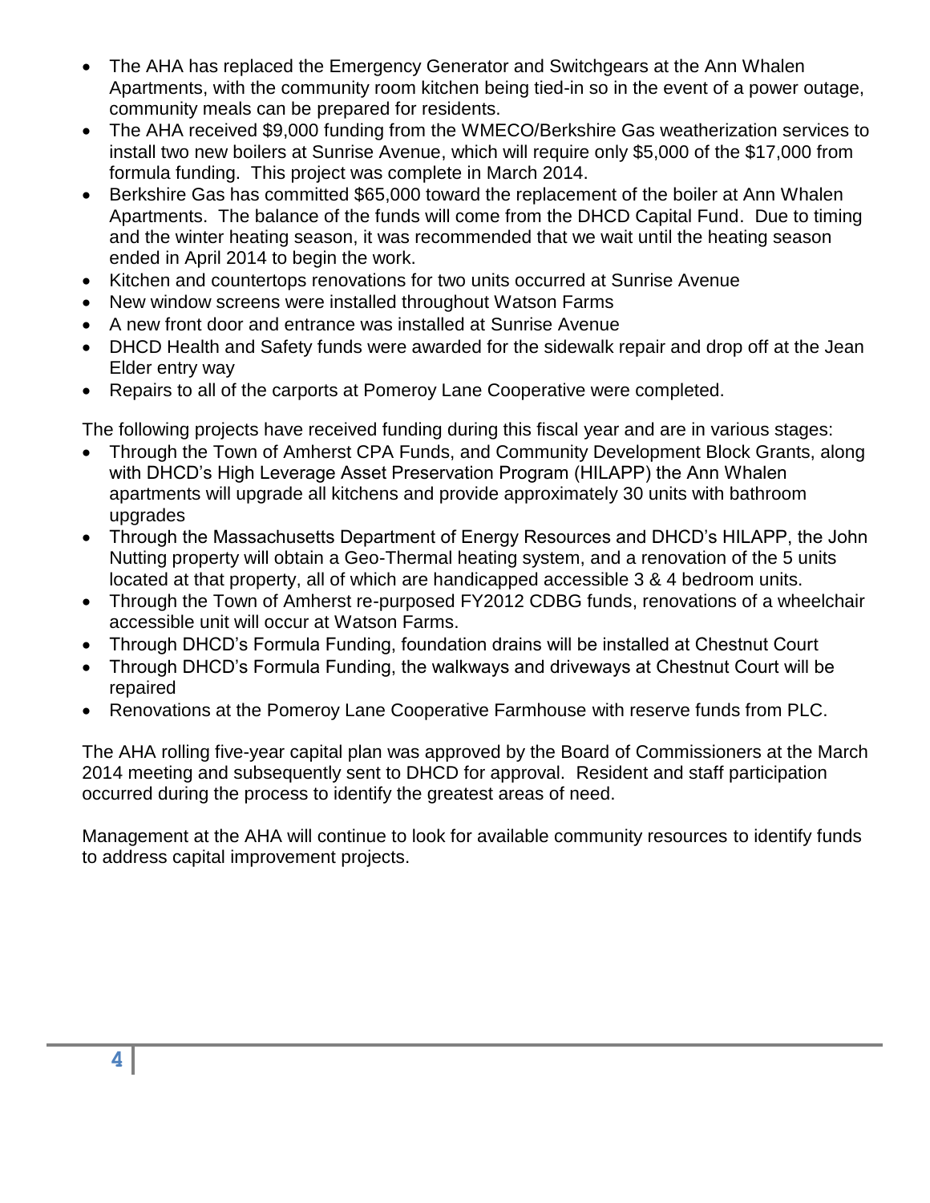- The AHA has replaced the Emergency Generator and Switchgears at the Ann Whalen Apartments, with the community room kitchen being tied-in so in the event of a power outage, community meals can be prepared for residents.
- The AHA received $9,000 funding from the WMECO/Berkshire Gas weatherization services to install two new boilers at Sunrise Avenue, which will require only $5,000 of the $17,000 from formula funding. This project was complete in March 2014.
- Berkshire Gas has committed $65,000 toward the replacement of the boiler at Ann Whalen Apartments. The balance of the funds will come from the DHCD Capital Fund. Due to timing and the winter heating season, it was recommended that we wait until the heating season ended in April 2014 to begin the work.
- Kitchen and countertops renovations for two units occurred at Sunrise Avenue
- New window screens were installed throughout Watson Farms
- A new front door and entrance was installed at Sunrise Avenue
- DHCD Health and Safety funds were awarded for the sidewalk repair and drop off at the Jean Elder entry way
- Repairs to all of the carports at Pomeroy Lane Cooperative were completed.

The following projects have received funding during this fiscal year and are in various stages:

- Through the Town of Amherst CPA Funds, and Community Development Block Grants, along with DHCD's High Leverage Asset Preservation Program (HILAPP) the Ann Whalen apartments will upgrade all kitchens and provide approximately 30 units with bathroom upgrades
- Through the Massachusetts Department of Energy Resources and DHCD's HILAPP, the John Nutting property will obtain a Geo-Thermal heating system, and a renovation of the 5 units located at that property, all of which are handicapped accessible 3 & 4 bedroom units.
- Through the Town of Amherst re-purposed FY2012 CDBG funds, renovations of a wheelchair accessible unit will occur at Watson Farms.
- Through DHCD's Formula Funding, foundation drains will be installed at Chestnut Court
- Through DHCD's Formula Funding, the walkways and driveways at Chestnut Court will be repaired
- Renovations at the Pomeroy Lane Cooperative Farmhouse with reserve funds from PLC.

The AHA rolling five-year capital plan was approved by the Board of Commissioners at the March 2014 meeting and subsequently sent to DHCD for approval. Resident and staff participation occurred during the process to identify the greatest areas of need.

Management at the AHA will continue to look for available community resources to identify funds to address capital improvement projects.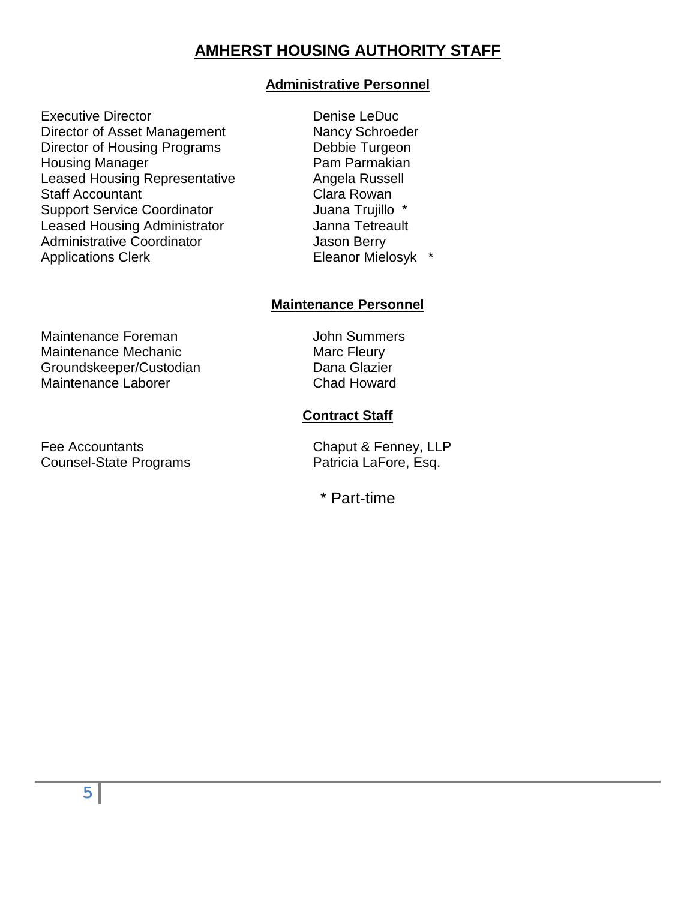# AMHERST HOUSING AUTHORITY STAFF

## Administrative Personnel

| | |
|---|---|
| Executive Director | Denise LeDuc |
| Director of Asset Management | Nancy Schroeder |
| Director of Housing Programs | Debbie Turgeon |
| Housing Manager | Pam Parmakian |
| Leased Housing Representative | Angela Russell |
| Staff Accountant | Clara Rowan |
| Support Service Coordinator | Juana Trujillo * |
| Leased Housing Administrator | Janna Tetreault |
| Administrative Coordinator | Jason Berry |
| Applications Clerk | Eleanor Mielosyk * |

## Maintenance Personnel

| | |
|---|---|
| Maintenance Foreman | John Summers |
| Maintenance Mechanic | Marc Fleury |
| Groundskeeper/Custodian | Dana Glazier |
| Maintenance Laborer | Chad Howard |

## Contract Staff

| | |
|---|---|
| Fee Accountants | Chaput & Fenney, LLP |
| Counsel-State Programs | Patricia LaFore, Esq. |

\* Part-time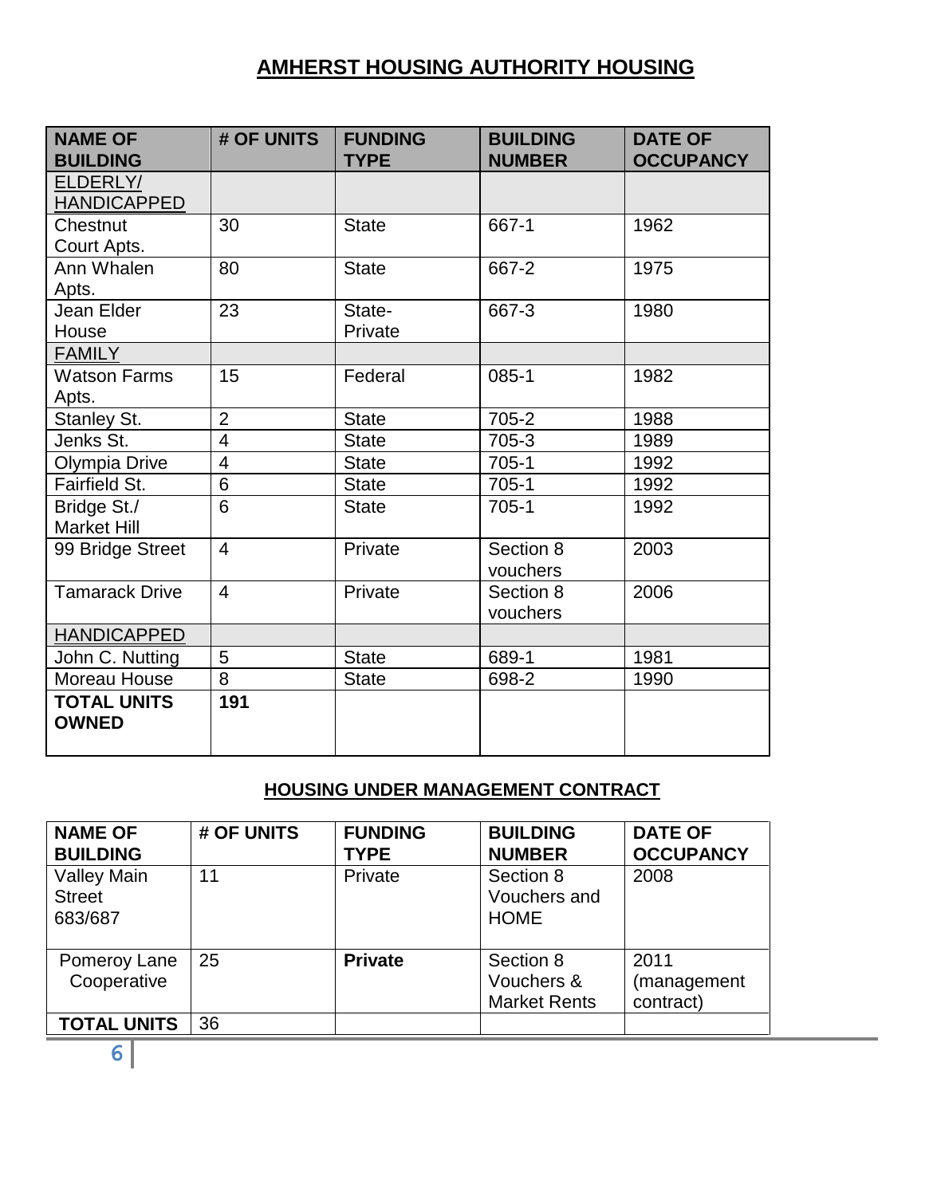## AMHERST HOUSING AUTHORITY HOUSING

| NAME OF BUILDING | # OF UNITS | FUNDING TYPE | BUILDING NUMBER | DATE OF OCCUPANCY |
|---|---|---|---|---|
| ELDERLY/ HANDICAPPED | | | | |
| Chestnut Court Apts. | 30 | State | 667-1 | 1962 |
| Ann Whalen Apts. | 80 | State | 667-2 | 1975 |
| Jean Elder House | 23 | State-Private | 667-3 | 1980 |
| FAMILY | | | | |
| Watson Farms Apts. | 15 | Federal | 085-1 | 1982 |
| Stanley St. | 2 | State | 705-2 | 1988 |
| Jenks St. | 4 | State | 705-3 | 1989 |
| Olympia Drive | 4 | State | 705-1 | 1992 |
| Fairfield St. | 6 | State | 705-1 | 1992 |
| Bridge St./ Market Hill | 6 | State | 705-1 | 1992 |
| 99 Bridge Street | 4 | Private | Section 8 vouchers | 2003 |
| Tamarack Drive | 4 | Private | Section 8 vouchers | 2006 |
| HANDICAPPED | | | | |
| John C. Nutting | 5 | State | 689-1 | 1981 |
| Moreau House | 8 | State | 698-2 | 1990 |
| **TOTAL UNITS OWNED** | **191** | | | |

### HOUSING UNDER MANAGEMENT CONTRACT

| NAME OF BUILDING | # OF UNITS | FUNDING TYPE | BUILDING NUMBER | DATE OF OCCUPANCY |
|---|---|---|---|---|
| Valley Main Street 683/687 | 11 | Private | Section 8 Vouchers and HOME | 2008 |
| Pomeroy Lane Cooperative | 25 | **Private** | Section 8 Vouchers & Market Rents | 2011 (management contract) |
| **TOTAL UNITS** | 36 | | | |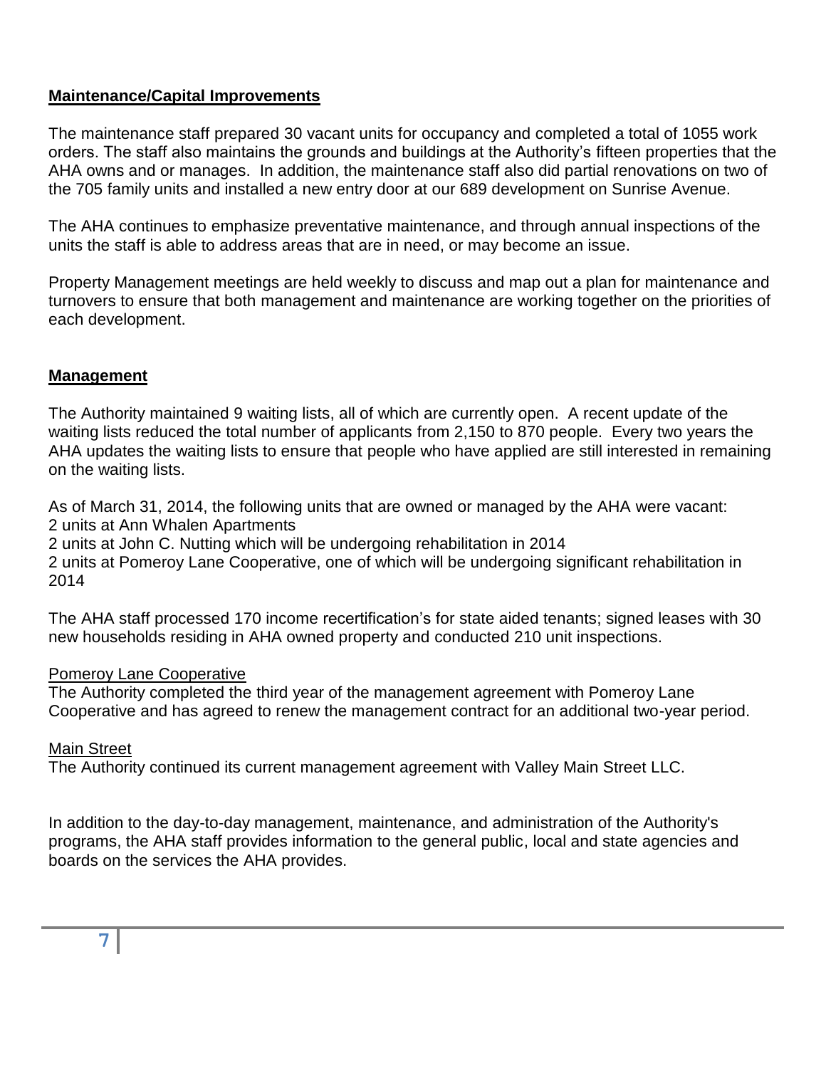**Maintenance/Capital Improvements**

The maintenance staff prepared 30 vacant units for occupancy and completed a total of 1055 work orders. The staff also maintains the grounds and buildings at the Authority's fifteen properties that the AHA owns and or manages. In addition, the maintenance staff also did partial renovations on two of the 705 family units and installed a new entry door at our 689 development on Sunrise Avenue.

The AHA continues to emphasize preventative maintenance, and through annual inspections of the units the staff is able to address areas that are in need, or may become an issue.

Property Management meetings are held weekly to discuss and map out a plan for maintenance and turnovers to ensure that both management and maintenance are working together on the priorities of each development.

**Management**

The Authority maintained 9 waiting lists, all of which are currently open. A recent update of the waiting lists reduced the total number of applicants from 2,150 to 870 people. Every two years the AHA updates the waiting lists to ensure that people who have applied are still interested in remaining on the waiting lists.

As of March 31, 2014, the following units that are owned or managed by the AHA were vacant:
2 units at Ann Whalen Apartments
2 units at John C. Nutting which will be undergoing rehabilitation in 2014
2 units at Pomeroy Lane Cooperative, one of which will be undergoing significant rehabilitation in 2014

The AHA staff processed 170 income recertification's for state aided tenants; signed leases with 30 new households residing in AHA owned property and conducted 210 unit inspections.

Pomeroy Lane Cooperative
The Authority completed the third year of the management agreement with Pomeroy Lane Cooperative and has agreed to renew the management contract for an additional two-year period.

Main Street
The Authority continued its current management agreement with Valley Main Street LLC.

In addition to the day-to-day management, maintenance, and administration of the Authority's programs, the AHA staff provides information to the general public, local and state agencies and boards on the services the AHA provides.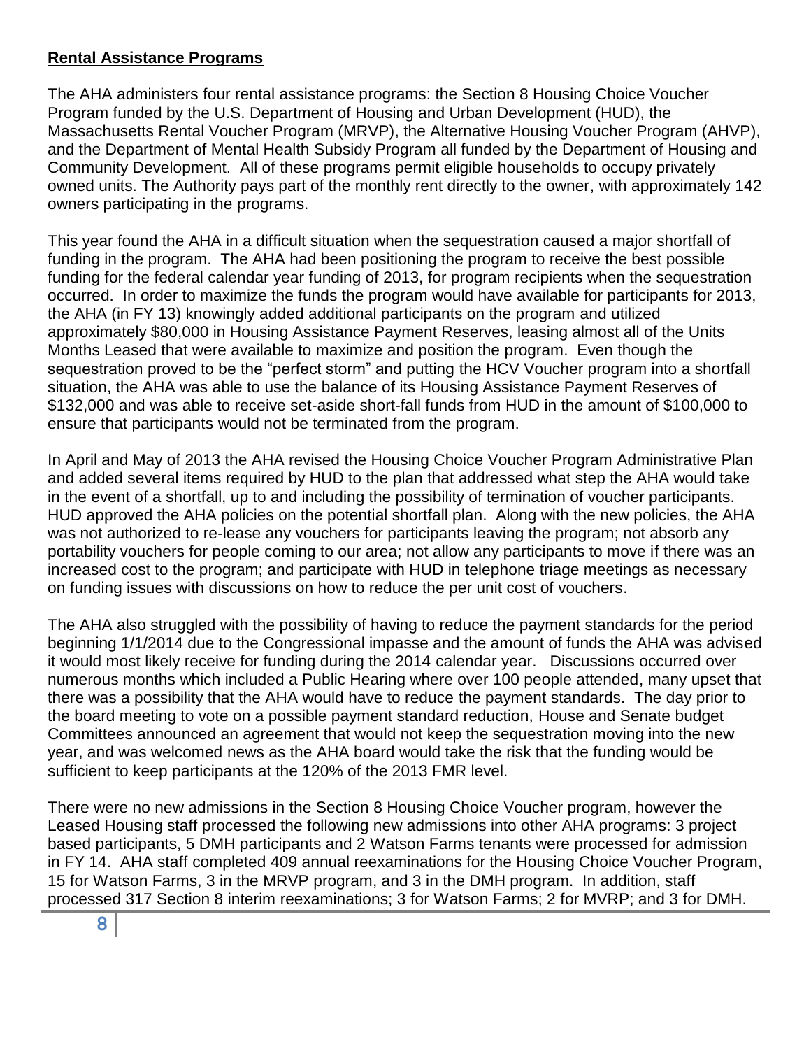**Rental Assistance Programs**

The AHA administers four rental assistance programs: the Section 8 Housing Choice Voucher Program funded by the U.S. Department of Housing and Urban Development (HUD), the Massachusetts Rental Voucher Program (MRVP), the Alternative Housing Voucher Program (AHVP), and the Department of Mental Health Subsidy Program all funded by the Department of Housing and Community Development. All of these programs permit eligible households to occupy privately owned units. The Authority pays part of the monthly rent directly to the owner, with approximately 142 owners participating in the programs.

This year found the AHA in a difficult situation when the sequestration caused a major shortfall of funding in the program. The AHA had been positioning the program to receive the best possible funding for the federal calendar year funding of 2013, for program recipients when the sequestration occurred. In order to maximize the funds the program would have available for participants for 2013, the AHA (in FY 13) knowingly added additional participants on the program and utilized approximately $80,000 in Housing Assistance Payment Reserves, leasing almost all of the Units Months Leased that were available to maximize and position the program. Even though the sequestration proved to be the "perfect storm" and putting the HCV Voucher program into a shortfall situation, the AHA was able to use the balance of its Housing Assistance Payment Reserves of $132,000 and was able to receive set-aside short-fall funds from HUD in the amount of $100,000 to ensure that participants would not be terminated from the program.

In April and May of 2013 the AHA revised the Housing Choice Voucher Program Administrative Plan and added several items required by HUD to the plan that addressed what step the AHA would take in the event of a shortfall, up to and including the possibility of termination of voucher participants. HUD approved the AHA policies on the potential shortfall plan. Along with the new policies, the AHA was not authorized to re-lease any vouchers for participants leaving the program; not absorb any portability vouchers for people coming to our area; not allow any participants to move if there was an increased cost to the program; and participate with HUD in telephone triage meetings as necessary on funding issues with discussions on how to reduce the per unit cost of vouchers.

The AHA also struggled with the possibility of having to reduce the payment standards for the period beginning 1/1/2014 due to the Congressional impasse and the amount of funds the AHA was advised it would most likely receive for funding during the 2014 calendar year. Discussions occurred over numerous months which included a Public Hearing where over 100 people attended, many upset that there was a possibility that the AHA would have to reduce the payment standards. The day prior to the board meeting to vote on a possible payment standard reduction, House and Senate budget Committees announced an agreement that would not keep the sequestration moving into the new year, and was welcomed news as the AHA board would take the risk that the funding would be sufficient to keep participants at the 120% of the 2013 FMR level.

There were no new admissions in the Section 8 Housing Choice Voucher program, however the Leased Housing staff processed the following new admissions into other AHA programs: 3 project based participants, 5 DMH participants and 2 Watson Farms tenants were processed for admission in FY 14. AHA staff completed 409 annual reexaminations for the Housing Choice Voucher Program, 15 for Watson Farms, 3 in the MRVP program, and 3 in the DMH program. In addition, staff processed 317 Section 8 interim reexaminations; 3 for Watson Farms; 2 for MVRP; and 3 for DMH.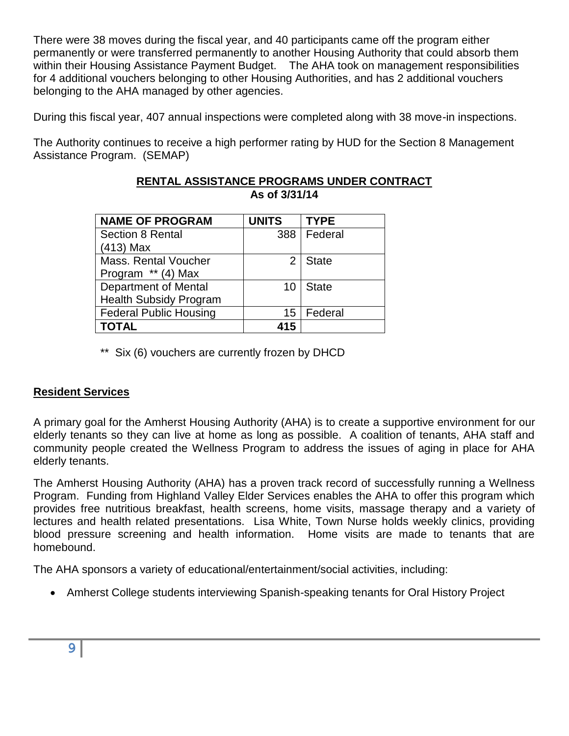There were 38 moves during the fiscal year, and 40 participants came off the program either permanently or were transferred permanently to another Housing Authority that could absorb them within their Housing Assistance Payment Budget. The AHA took on management responsibilities for 4 additional vouchers belonging to other Housing Authorities, and has 2 additional vouchers belonging to the AHA managed by other agencies.

During this fiscal year, 407 annual inspections were completed along with 38 move-in inspections.

The Authority continues to receive a high performer rating by HUD for the Section 8 Management Assistance Program. (SEMAP)

**RENTAL ASSISTANCE PROGRAMS UNDER CONTRACT**
**As of 3/31/14**

| NAME OF PROGRAM | UNITS | TYPE |
|---|---|---|
| Section 8 Rental (413) Max | 388 | Federal |
| Mass. Rental Voucher Program ** (4) Max | 2 | State |
| Department of Mental Health Subsidy Program | 10 | State |
| Federal Public Housing | 15 | Federal |
| **TOTAL** | **415** | |

** Six (6) vouchers are currently frozen by DHCD

## Resident Services

A primary goal for the Amherst Housing Authority (AHA) is to create a supportive environment for our elderly tenants so they can live at home as long as possible. A coalition of tenants, AHA staff and community people created the Wellness Program to address the issues of aging in place for AHA elderly tenants.

The Amherst Housing Authority (AHA) has a proven track record of successfully running a Wellness Program. Funding from Highland Valley Elder Services enables the AHA to offer this program which provides free nutritious breakfast, health screens, home visits, massage therapy and a variety of lectures and health related presentations. Lisa White, Town Nurse holds weekly clinics, providing blood pressure screening and health information. Home visits are made to tenants that are homebound.

The AHA sponsors a variety of educational/entertainment/social activities, including:

- Amherst College students interviewing Spanish-speaking tenants for Oral History Project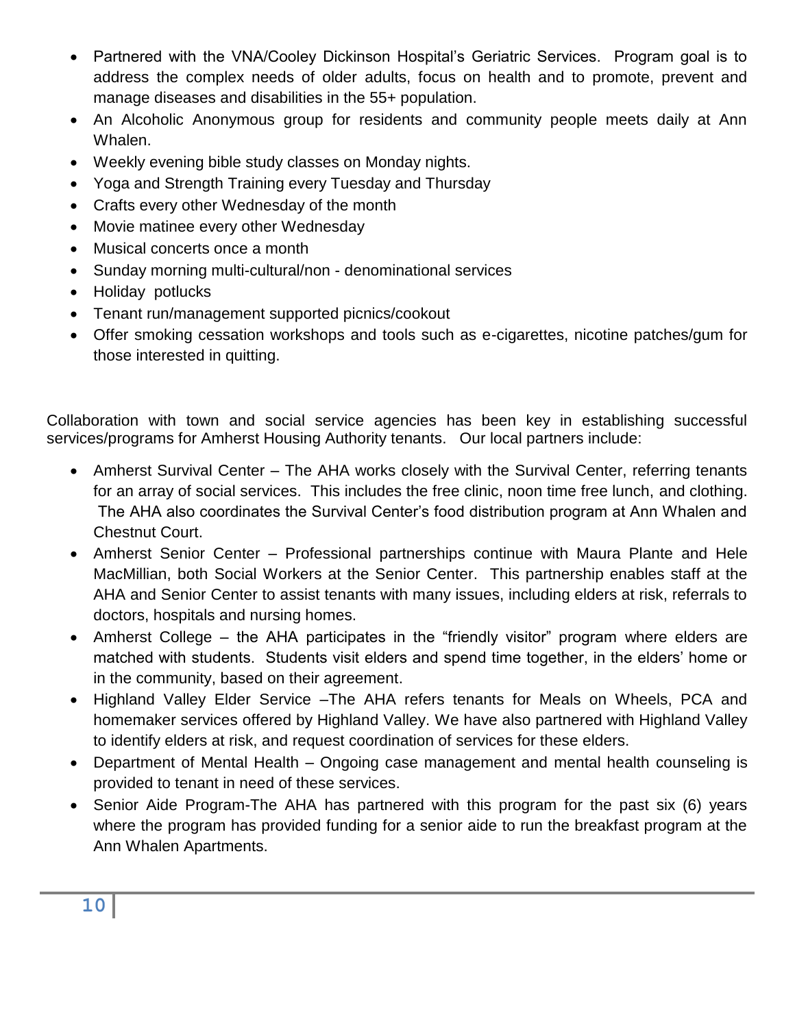- Partnered with the VNA/Cooley Dickinson Hospital's Geriatric Services. Program goal is to address the complex needs of older adults, focus on health and to promote, prevent and manage diseases and disabilities in the 55+ population.
- An Alcoholic Anonymous group for residents and community people meets daily at Ann Whalen.
- Weekly evening bible study classes on Monday nights.
- Yoga and Strength Training every Tuesday and Thursday
- Crafts every other Wednesday of the month
- Movie matinee every other Wednesday
- Musical concerts once a month
- Sunday morning multi-cultural/non - denominational services
- Holiday potlucks
- Tenant run/management supported picnics/cookout
- Offer smoking cessation workshops and tools such as e-cigarettes, nicotine patches/gum for those interested in quitting.

Collaboration with town and social service agencies has been key in establishing successful services/programs for Amherst Housing Authority tenants. Our local partners include:

- Amherst Survival Center – The AHA works closely with the Survival Center, referring tenants for an array of social services. This includes the free clinic, noon time free lunch, and clothing. The AHA also coordinates the Survival Center's food distribution program at Ann Whalen and Chestnut Court.
- Amherst Senior Center – Professional partnerships continue with Maura Plante and Hele MacMillian, both Social Workers at the Senior Center. This partnership enables staff at the AHA and Senior Center to assist tenants with many issues, including elders at risk, referrals to doctors, hospitals and nursing homes.
- Amherst College – the AHA participates in the "friendly visitor" program where elders are matched with students. Students visit elders and spend time together, in the elders' home or in the community, based on their agreement.
- Highland Valley Elder Service –The AHA refers tenants for Meals on Wheels, PCA and homemaker services offered by Highland Valley. We have also partnered with Highland Valley to identify elders at risk, and request coordination of services for these elders.
- Department of Mental Health – Ongoing case management and mental health counseling is provided to tenant in need of these services.
- Senior Aide Program-The AHA has partnered with this program for the past six (6) years where the program has provided funding for a senior aide to run the breakfast program at the Ann Whalen Apartments.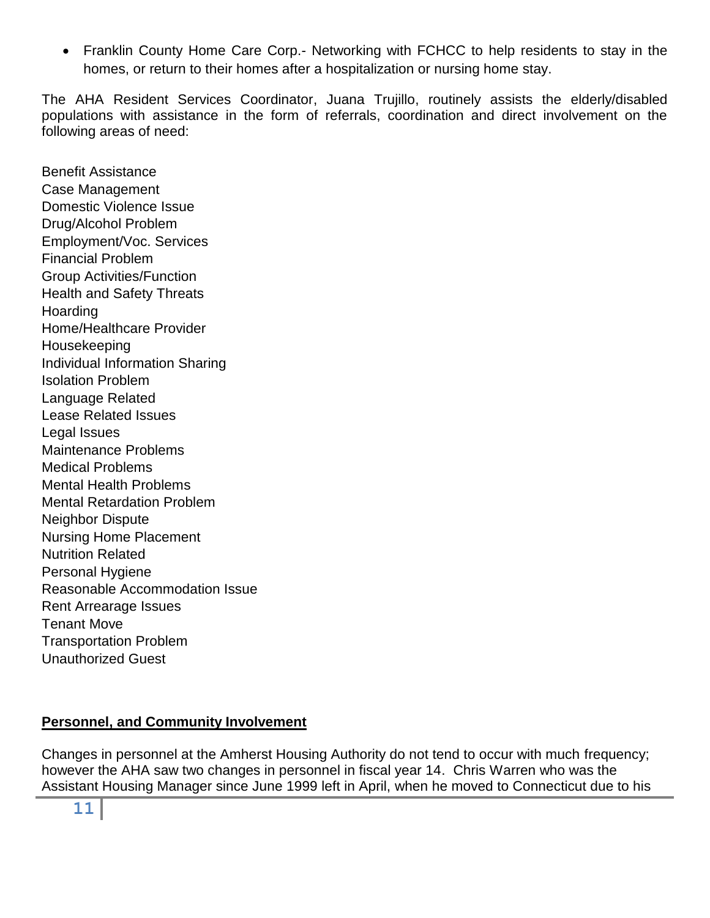- Franklin County Home Care Corp.- Networking with FCHCC to help residents to stay in the homes, or return to their homes after a hospitalization or nursing home stay.

The AHA Resident Services Coordinator, Juana Trujillo, routinely assists the elderly/disabled populations with assistance in the form of referrals, coordination and direct involvement on the following areas of need:

Benefit Assistance
Case Management
Domestic Violence Issue
Drug/Alcohol Problem
Employment/Voc. Services
Financial Problem
Group Activities/Function
Health and Safety Threats
Hoarding
Home/Healthcare Provider
Housekeeping
Individual Information Sharing
Isolation Problem
Language Related
Lease Related Issues
Legal Issues
Maintenance Problems
Medical Problems
Mental Health Problems
Mental Retardation Problem
Neighbor Dispute
Nursing Home Placement
Nutrition Related
Personal Hygiene
Reasonable Accommodation Issue
Rent Arrearage Issues
Tenant Move
Transportation Problem
Unauthorized Guest

**Personnel, and Community Involvement**

Changes in personnel at the Amherst Housing Authority do not tend to occur with much frequency; however the AHA saw two changes in personnel in fiscal year 14. Chris Warren who was the Assistant Housing Manager since June 1999 left in April, when he moved to Connecticut due to his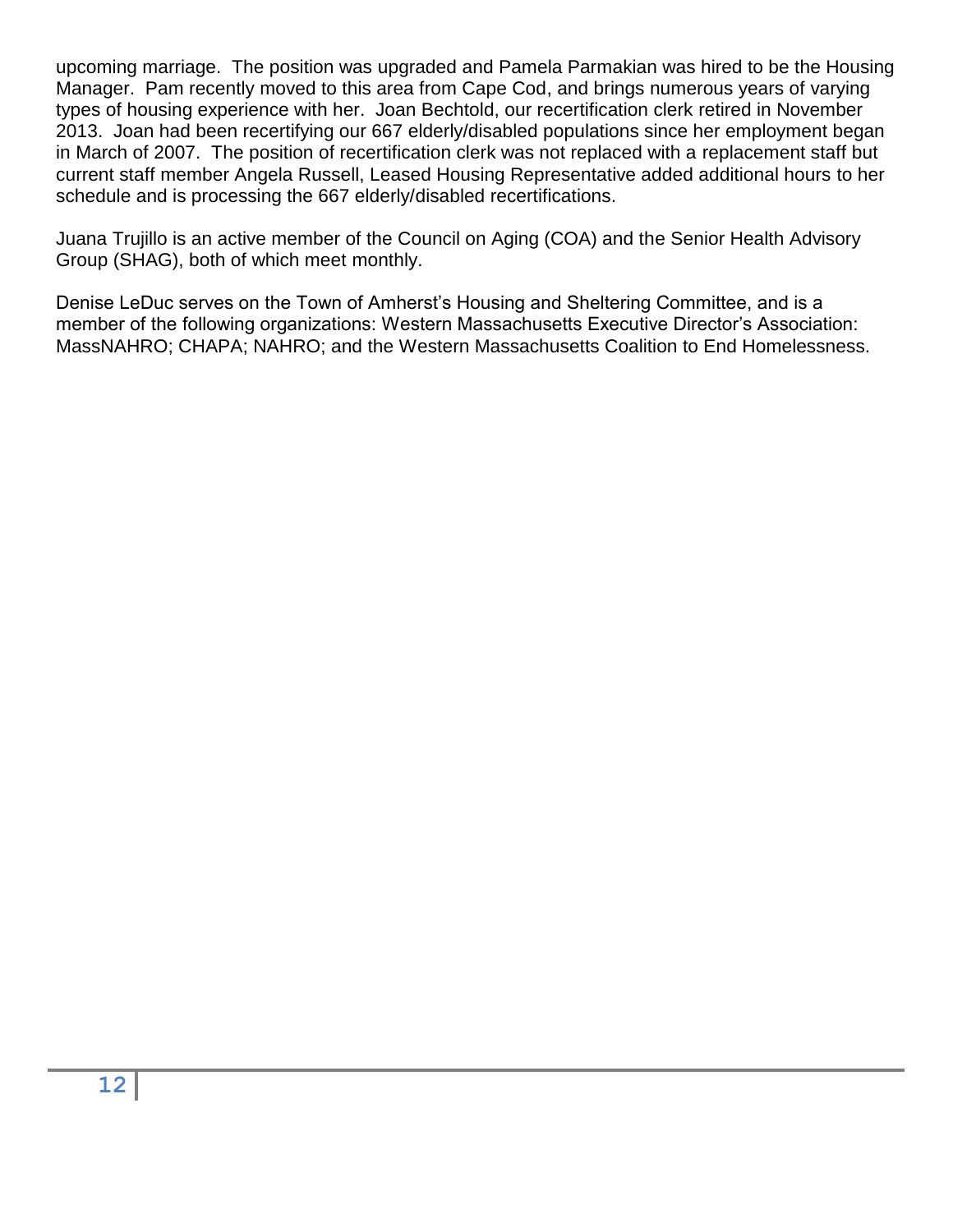upcoming marriage. The position was upgraded and Pamela Parmakian was hired to be the Housing Manager. Pam recently moved to this area from Cape Cod, and brings numerous years of varying types of housing experience with her. Joan Bechtold, our recertification clerk retired in November 2013. Joan had been recertifying our 667 elderly/disabled populations since her employment began in March of 2007. The position of recertification clerk was not replaced with a replacement staff but current staff member Angela Russell, Leased Housing Representative added additional hours to her schedule and is processing the 667 elderly/disabled recertifications.

Juana Trujillo is an active member of the Council on Aging (COA) and the Senior Health Advisory Group (SHAG), both of which meet monthly.

Denise LeDuc serves on the Town of Amherst's Housing and Sheltering Committee, and is a member of the following organizations: Western Massachusetts Executive Director's Association: MassNAHRO; CHAPA; NAHRO; and the Western Massachusetts Coalition to End Homelessness.